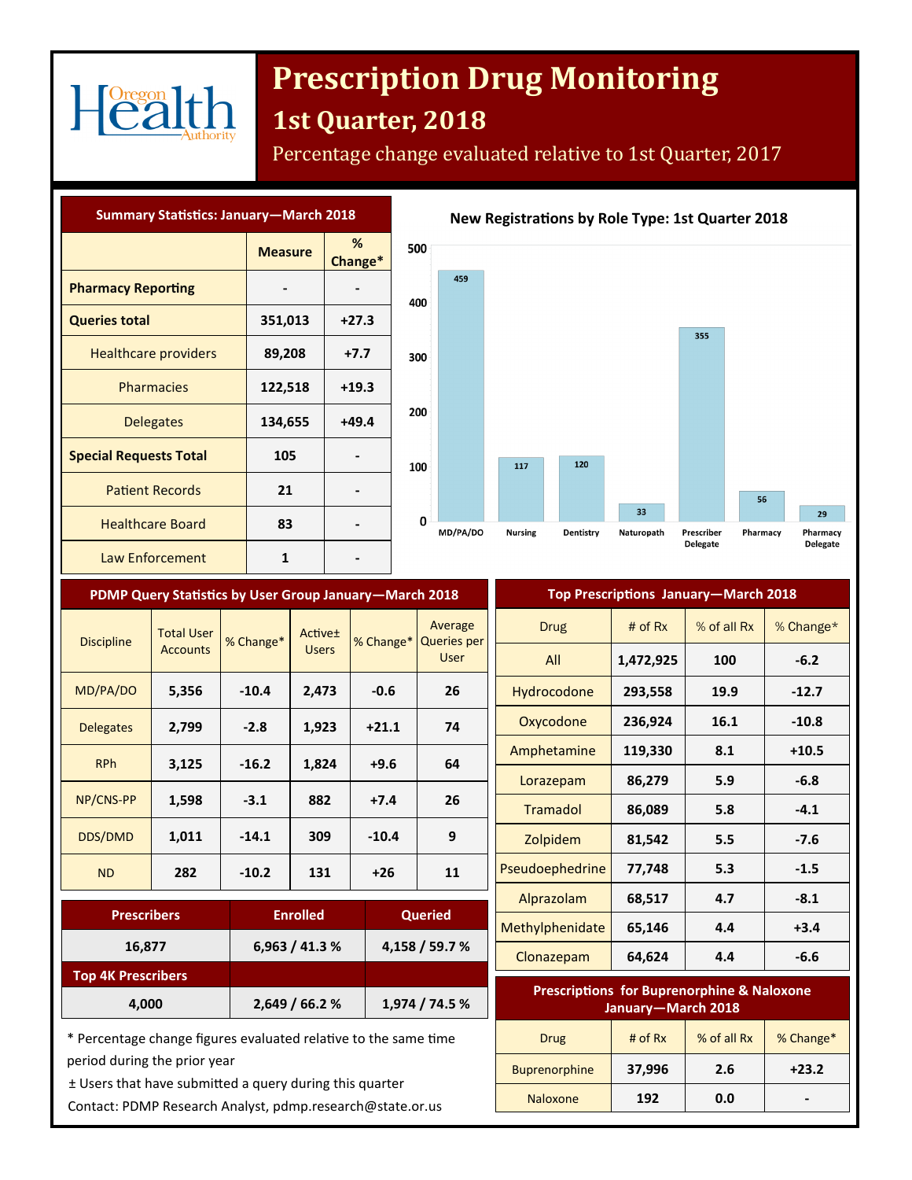# Prescription Drug Monitoring

## 1st Quarter, 2018

Percentage change evaluated relative to 1st Quarter, 2017

### Summary Statistics: January—March 2018

| | Measure | % Change* |
|---|---|---|
| **Pharmacy Reporting** | - | - |
| **Queries total** | 351,013 | +27.3 |
| Healthcare providers | 89,208 | +7.7 |
| Pharmacies | 122,518 | +19.3 |
| Delegates | 134,655 | +49.4 |
| **Special Requests Total** | 105 | - |
| Patient Records | 21 | - |
| Healthcare Board | 83 | - |
| Law Enforcement | 1 | - |

### New Registrations by Role Type: 1st Quarter 2018

| Role Type | New Registrations |
|---|---|
| MD/PA/DO | 459 |
| Nursing | 117 |
| Dentistry | 120 |
| Naturopath | 33 |
| Prescriber Delegate | 355 |
| Pharmacy | 56 |
| Pharmacy Delegate | 29 |

### PDMP Query Statistics by User Group January—March 2018

| Discipline | Total User Accounts | % Change* | Active± Users | % Change* | Average Queries per User |
|---|---|---|---|---|---|
| MD/PA/DO | 5,356 | -10.4 | 2,473 | -0.6 | 26 |
| Delegates | 2,799 | -2.8 | 1,923 | +21.1 | 74 |
| RPh | 3,125 | -16.2 | 1,824 | +9.6 | 64 |
| NP/CNS-PP | 1,598 | -3.1 | 882 | +7.4 | 26 |
| DDS/DMD | 1,011 | -14.1 | 309 | -10.4 | 9 |
| ND | 282 | -10.2 | 131 | +26 | 11 |

| Prescribers | Enrolled | Queried |
|---|---|---|
| 16,877 | 6,963 / 41.3 % | 4,158 / 59.7 % |
| **Top 4K Prescribers** | | |
| 4,000 | 2,649 / 66.2 % | 1,974 / 74.5 % |

\* Percentage change figures evaluated relative to the same time period during the prior year

± Users that have submitted a query during this quarter

Contact: PDMP Research Analyst, pdmp.research@state.or.us

### Top Prescriptions January—March 2018

| Drug | # of Rx | % of all Rx | % Change* |
|---|---|---|---|
| All | 1,472,925 | 100 | -6.2 |
| Hydrocodone | 293,558 | 19.9 | -12.7 |
| Oxycodone | 236,924 | 16.1 | -10.8 |
| Amphetamine | 119,330 | 8.1 | +10.5 |
| Lorazepam | 86,279 | 5.9 | -6.8 |
| Tramadol | 86,089 | 5.8 | -4.1 |
| Zolpidem | 81,542 | 5.5 | -7.6 |
| Pseudoephedrine | 77,748 | 5.3 | -1.5 |
| Alprazolam | 68,517 | 4.7 | -8.1 |
| Methylphenidate | 65,146 | 4.4 | +3.4 |
| Clonazepam | 64,624 | 4.4 | -6.6 |

### Prescriptions for Buprenorphine & Naloxone January—March 2018

| Drug | # of Rx | % of all Rx | % Change* |
|---|---|---|---|
| Buprenorphine | 37,996 | 2.6 | +23.2 |
| Naloxone | 192 | 0.0 | - |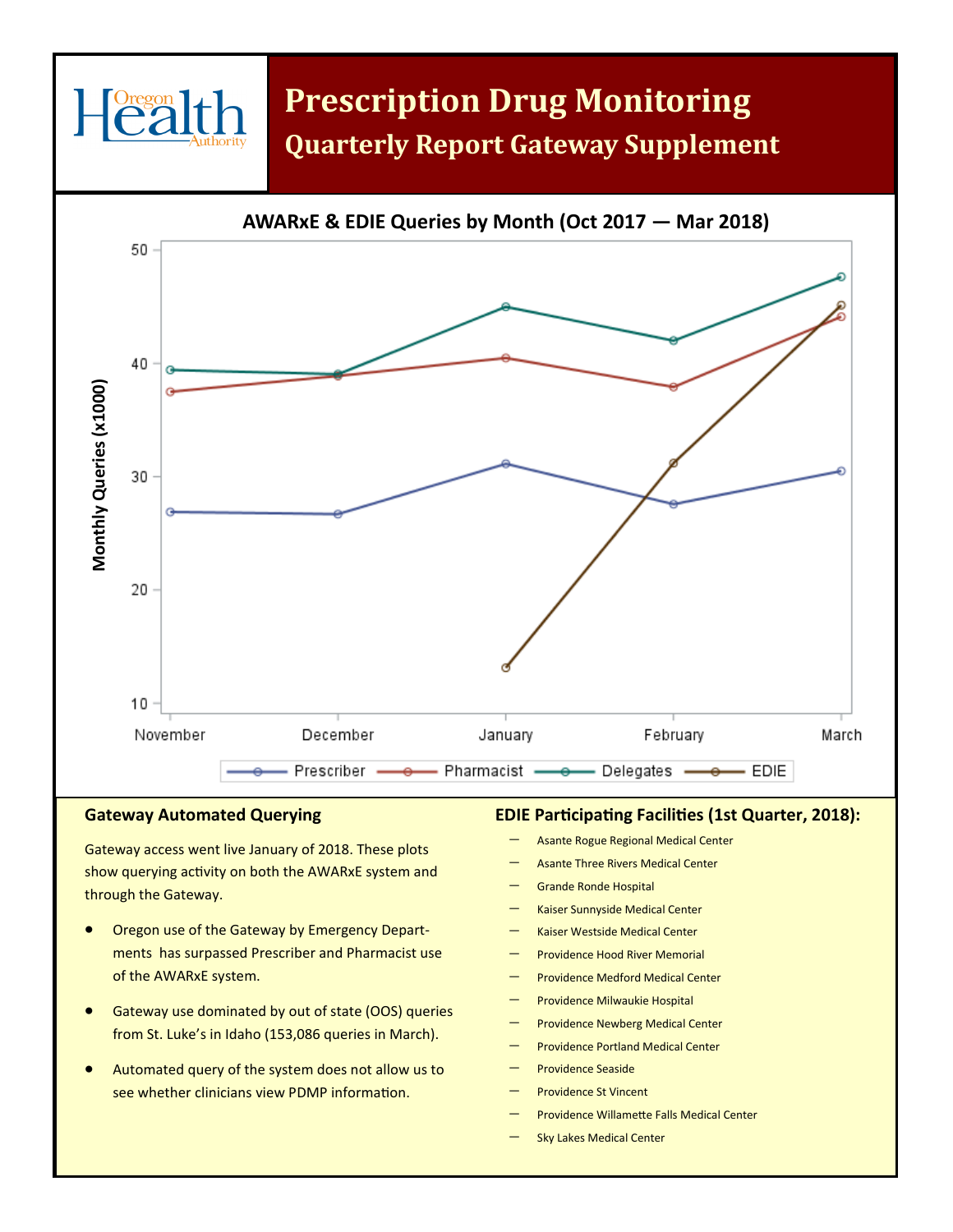# Prescription Drug Monitoring

## Quarterly Report Gateway Supplement

AWARxE & EDIE Queries by Month (Oct 2017 — Mar 2018)

Monthly Queries (x1000)

50
40
30
20
10

November
December
January
February
March

Prescriber
Pharmacist
Delegates
EDIE

### Gateway Automated Querying

Gateway access went live January of 2018. These plots show querying activity on both the AWARxE system and through the Gateway.

- Oregon use of the Gateway by Emergency Departments has surpassed Prescriber and Pharmacist use of the AWARxE system.
- Gateway use dominated by out of state (OOS) queries from St. Luke's in Idaho (153,086 queries in March).
- Automated query of the system does not allow us to see whether clinicians view PDMP information.

### EDIE Participating Facilities (1st Quarter, 2018):

- Asante Rogue Regional Medical Center
- Asante Three Rivers Medical Center
- Grande Ronde Hospital
- Kaiser Sunnyside Medical Center
- Kaiser Westside Medical Center
- Providence Hood River Memorial
- Providence Medford Medical Center
- Providence Milwaukie Hospital
- Providence Newberg Medical Center
- Providence Portland Medical Center
- Providence Seaside
- Providence St Vincent
- Providence Willamette Falls Medical Center
- Sky Lakes Medical Center